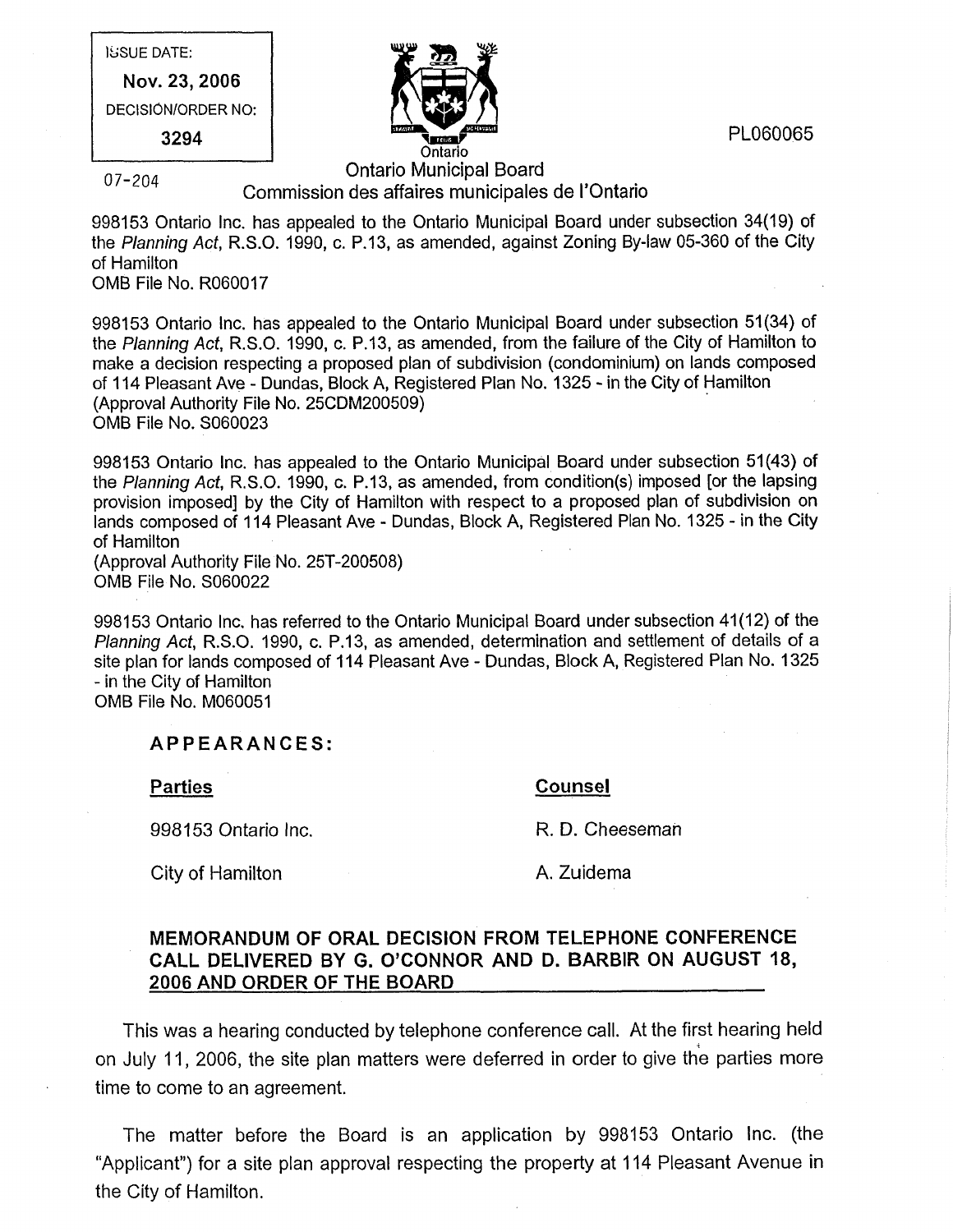ISSUE DATE:

**Nov. 23, 2006**

DECISION/ORDER NO:

**3294**

PL060065

07-204

Ontario

Ontario Municipal Board
Commission des affaires municipales de l'Ontario

998153 Ontario Inc. has appealed to the Ontario Municipal Board under subsection 34(19) of the *Planning Act*, R.S.O. 1990, c. P.13, as amended, against Zoning By-law 05-360 of the City of Hamilton
OMB File No. R060017

998153 Ontario Inc. has appealed to the Ontario Municipal Board under subsection 51(34) of the *Planning Act*, R.S.O. 1990, c. P.13, as amended, from the failure of the City of Hamilton to make a decision respecting a proposed plan of subdivision (condominium) on lands composed of 114 Pleasant Ave - Dundas, Block A, Registered Plan No. 1325 - in the City of Hamilton
(Approval Authority File No. 25CDM200509)
OMB File No. S060023

998153 Ontario Inc. has appealed to the Ontario Municipal Board under subsection 51(43) of the *Planning Act*, R.S.O. 1990, c. P.13, as amended, from condition(s) imposed [or the lapsing provision imposed] by the City of Hamilton with respect to a proposed plan of subdivision on lands composed of 114 Pleasant Ave - Dundas, Block A, Registered Plan No. 1325 - in the City of Hamilton
(Approval Authority File No. 25T-200508)
OMB File No. S060022

998153 Ontario Inc. has referred to the Ontario Municipal Board under subsection 41(12) of the *Planning Act*, R.S.O. 1990, c. P.13, as amended, determination and settlement of details of a site plan for lands composed of 114 Pleasant Ave - Dundas, Block A, Registered Plan No. 1325 - in the City of Hamilton
OMB File No. M060051

**APPEARANCES:**

| **Parties** | **Counsel** |
|---|---|
| 998153 Ontario Inc. | R. D. Cheeseman |
| City of Hamilton | A. Zuidema |

**MEMORANDUM OF ORAL DECISION FROM TELEPHONE CONFERENCE CALL DELIVERED BY G. O'CONNOR AND D. BARBIR ON AUGUST 18, 2006 AND ORDER OF THE BOARD**

This was a hearing conducted by telephone conference call. At the first hearing held on July 11, 2006, the site plan matters were deferred in order to give the parties more time to come to an agreement.

The matter before the Board is an application by 998153 Ontario Inc. (the "Applicant") for a site plan approval respecting the property at 114 Pleasant Avenue in the City of Hamilton.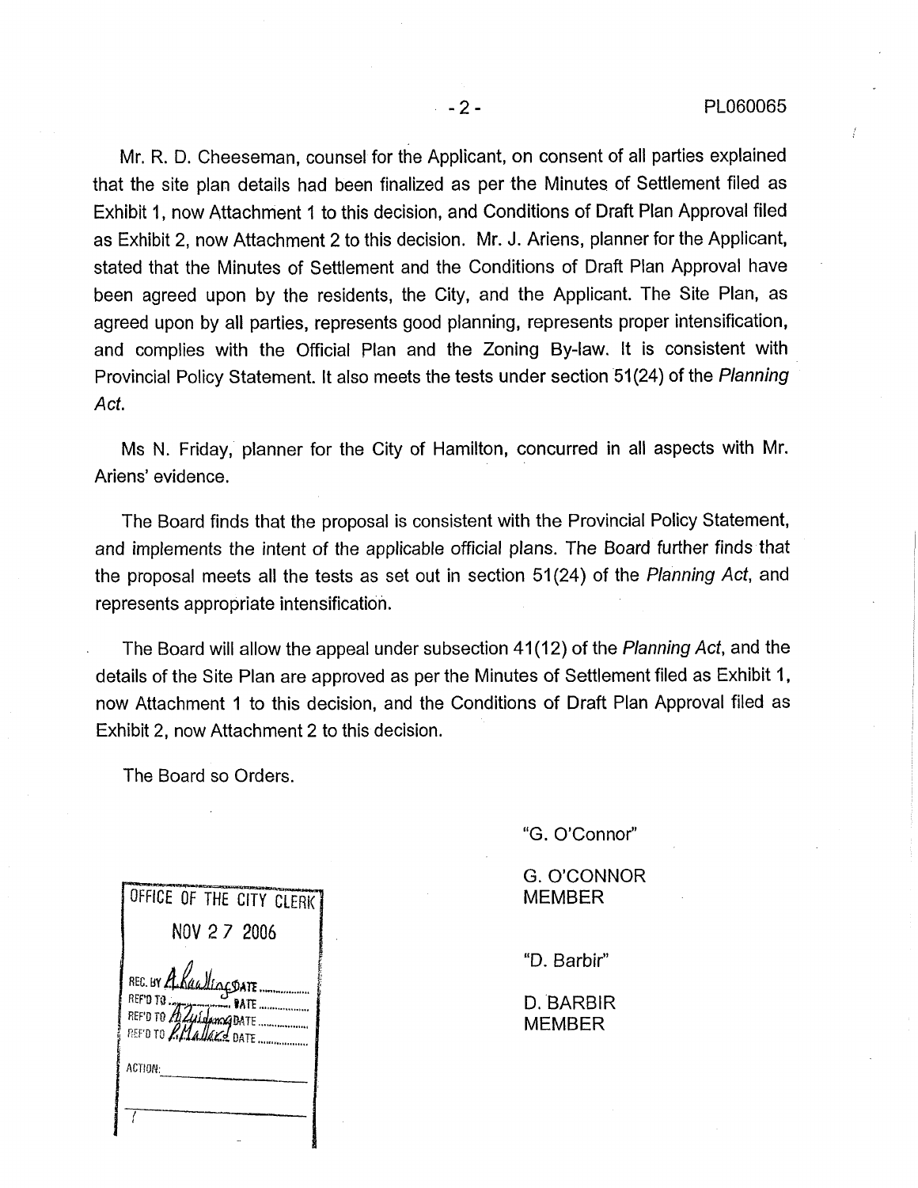Mr. R. D. Cheeseman, counsel for the Applicant, on consent of all parties explained that the site plan details had been finalized as per the Minutes of Settlement filed as Exhibit 1, now Attachment 1 to this decision, and Conditions of Draft Plan Approval filed as Exhibit 2, now Attachment 2 to this decision. Mr. J. Ariens, planner for the Applicant, stated that the Minutes of Settlement and the Conditions of Draft Plan Approval have been agreed upon by the residents, the City, and the Applicant. The Site Plan, as agreed upon by all parties, represents good planning, represents proper intensification, and complies with the Official Plan and the Zoning By-law. It is consistent with Provincial Policy Statement. It also meets the tests under section 51(24) of the *Planning Act*.

Ms N. Friday, planner for the City of Hamilton, concurred in all aspects with Mr. Ariens' evidence.

The Board finds that the proposal is consistent with the Provincial Policy Statement, and implements the intent of the applicable official plans. The Board further finds that the proposal meets all the tests as set out in section 51(24) of the *Planning Act*, and represents appropriate intensification.

The Board will allow the appeal under subsection 41(12) of the *Planning Act*, and the details of the Site Plan are approved as per the Minutes of Settlement filed as Exhibit 1, now Attachment 1 to this decision, and the Conditions of Draft Plan Approval filed as Exhibit 2, now Attachment 2 to this decision.

The Board so Orders.

OFFICE OF THE CITY CLERK
NOV 27 2006
REC. BY A. Rawlings DATE ........
REF'D TO ........ DATE ........
REF'D TO A. Zuidema DATE ........
REF'D TO R. Mallard DATE ........
ACTION: ________

"G. O'Connor"

G. O'CONNOR
MEMBER

"D. Barbir"

D. BARBIR
MEMBER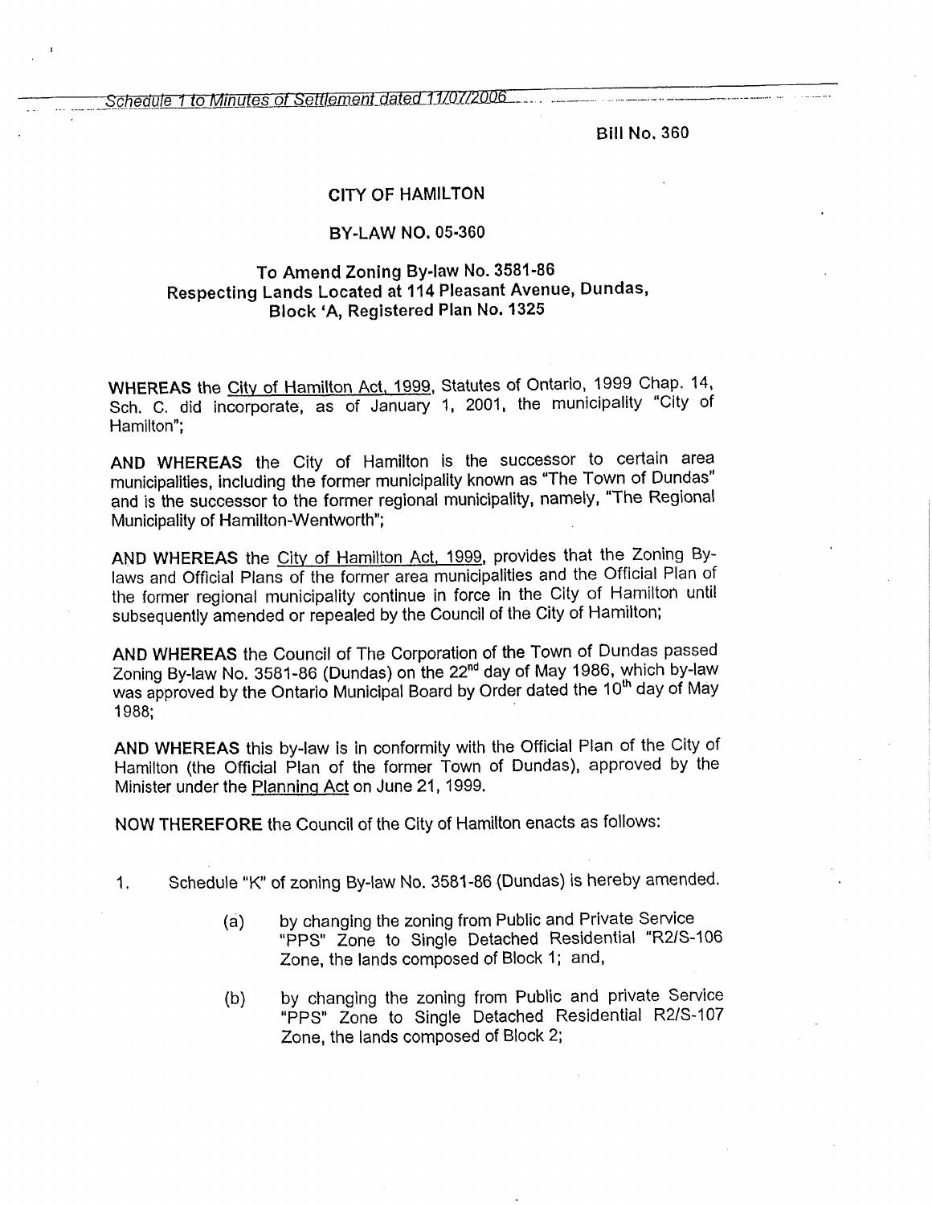Schedule 1 to Minutes of Settlement dated 11/07/2006

Bill No. 360

**CITY OF HAMILTON**

**BY-LAW NO. 05-360**

**To Amend Zoning By-law No. 3581-86 Respecting Lands Located at 114 Pleasant Avenue, Dundas, Block 'A, Registered Plan No. 1325**

**WHEREAS** the City of Hamilton Act, 1999, Statutes of Ontario, 1999 Chap. 14, Sch. C. did incorporate, as of January 1, 2001, the municipality "City of Hamilton";

**AND WHEREAS** the City of Hamilton is the successor to certain area municipalities, including the former municipality known as "The Town of Dundas" and is the successor to the former regional municipality, namely, "The Regional Municipality of Hamilton-Wentworth";

**AND WHEREAS** the City of Hamilton Act, 1999, provides that the Zoning By-laws and Official Plans of the former area municipalities and the Official Plan of the former regional municipality continue in force in the City of Hamilton until subsequently amended or repealed by the Council of the City of Hamilton;

**AND WHEREAS** the Council of The Corporation of the Town of Dundas passed Zoning By-law No. 3581-86 (Dundas) on the 22nd day of May 1986, which by-law was approved by the Ontario Municipal Board by Order dated the 10th day of May 1988;

**AND WHEREAS** this by-law is in conformity with the Official Plan of the City of Hamilton (the Official Plan of the former Town of Dundas), approved by the Minister under the Planning Act on June 21, 1999.

**NOW THEREFORE** the Council of the City of Hamilton enacts as follows:

1. Schedule "K" of zoning By-law No. 3581-86 (Dundas) is hereby amended.

   (a) by changing the zoning from Public and Private Service "PPS" Zone to Single Detached Residential "R2/S-106 Zone, the lands composed of Block 1; and,

   (b) by changing the zoning from Public and private Service "PPS" Zone to Single Detached Residential R2/S-107 Zone, the lands composed of Block 2;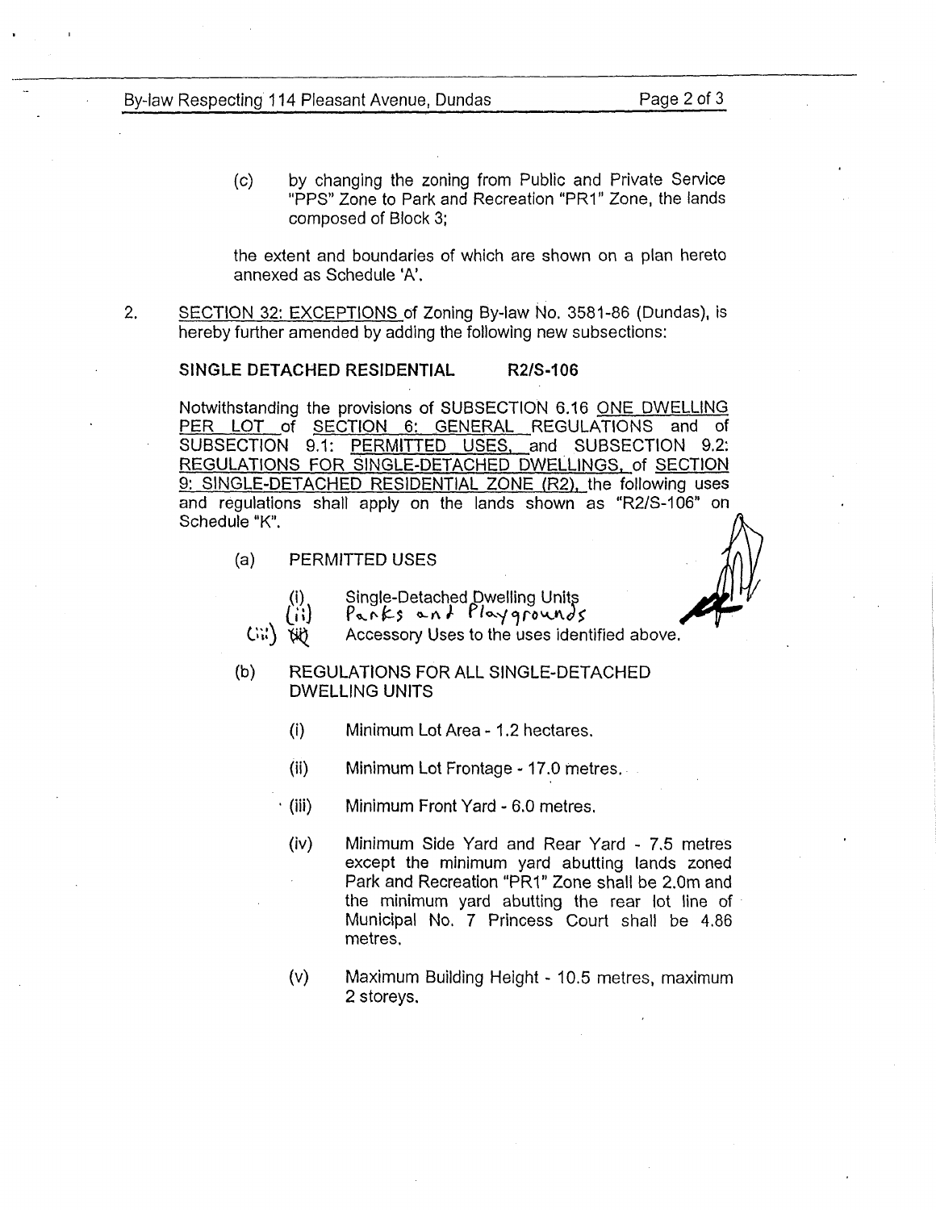(c) by changing the zoning from Public and Private Service "PPS" Zone to Park and Recreation "PR1" Zone, the lands composed of Block 3;

the extent and boundaries of which are shown on a plan hereto annexed as Schedule 'A'.

2. SECTION 32: EXCEPTIONS of Zoning By-law No. 3581-86 (Dundas), is hereby further amended by adding the following new subsections:

**SINGLE DETACHED RESIDENTIAL R2/S-106**

Notwithstanding the provisions of SUBSECTION 6.16 ONE DWELLING PER LOT of SECTION 6: GENERAL REGULATIONS and of SUBSECTION 9.1: PERMITTED USES, and SUBSECTION 9.2: REGULATIONS FOR SINGLE-DETACHED DWELLINGS, of SECTION 9: SINGLE-DETACHED RESIDENTIAL ZONE (R2), the following uses and regulations shall apply on the lands shown as "R2/S-106" on Schedule "K".

(a) PERMITTED USES

- (i) Single-Detached Dwelling Units
- (ii) Parks and Playgrounds
- (iii) ~~(ii)~~ Accessory Uses to the uses identified above.

(b) REGULATIONS FOR ALL SINGLE-DETACHED DWELLING UNITS

- (i) Minimum Lot Area - 1.2 hectares.
- (ii) Minimum Lot Frontage - 17.0 metres.
- (iii) Minimum Front Yard - 6.0 metres.
- (iv) Minimum Side Yard and Rear Yard - 7.5 metres except the minimum yard abutting lands zoned Park and Recreation "PR1" Zone shall be 2.0m and the minimum yard abutting the rear lot line of Municipal No. 7 Princess Court shall be 4.86 metres.
- (v) Maximum Building Height - 10.5 metres, maximum 2 storeys.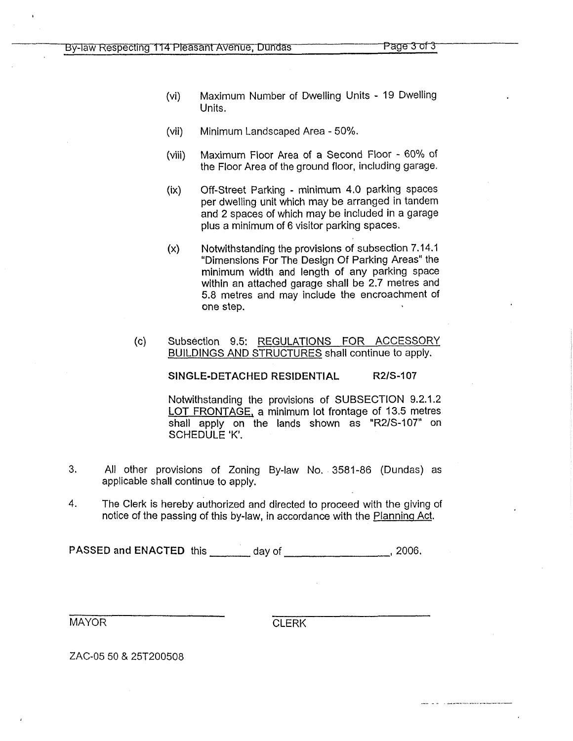(vi) Maximum Number of Dwelling Units - 19 Dwelling Units.

(vii) Minimum Landscaped Area - 50%.

(viii) Maximum Floor Area of a Second Floor - 60% of the Floor Area of the ground floor, including garage.

(ix) Off-Street Parking - minimum 4.0 parking spaces per dwelling unit which may be arranged in tandem and 2 spaces of which may be included in a garage plus a minimum of 6 visitor parking spaces.

(x) Notwithstanding the provisions of subsection 7.14.1 "Dimensions For The Design Of Parking Areas" the minimum width and length of any parking space within an attached garage shall be 2.7 metres and 5.8 metres and may include the encroachment of one step.

(c) Subsection 9.5: REGULATIONS FOR ACCESSORY BUILDINGS AND STRUCTURES shall continue to apply.

**SINGLE-DETACHED RESIDENTIAL R2/S-107**

Notwithstanding the provisions of SUBSECTION 9.2.1.2 LOT FRONTAGE, a minimum lot frontage of 13.5 metres shall apply on the lands shown as "R2/S-107" on SCHEDULE 'K'.

3. All other provisions of Zoning By-law No. 3581-86 (Dundas) as applicable shall continue to apply.

4. The Clerk is hereby authorized and directed to proceed with the giving of notice of the passing of this by-law, in accordance with the Planning Act.

**PASSED and ENACTED** this _______ day of _________________, 2006.

_________________________ MAYOR

_________________________ CLERK

ZAC-05 50 & 25T200508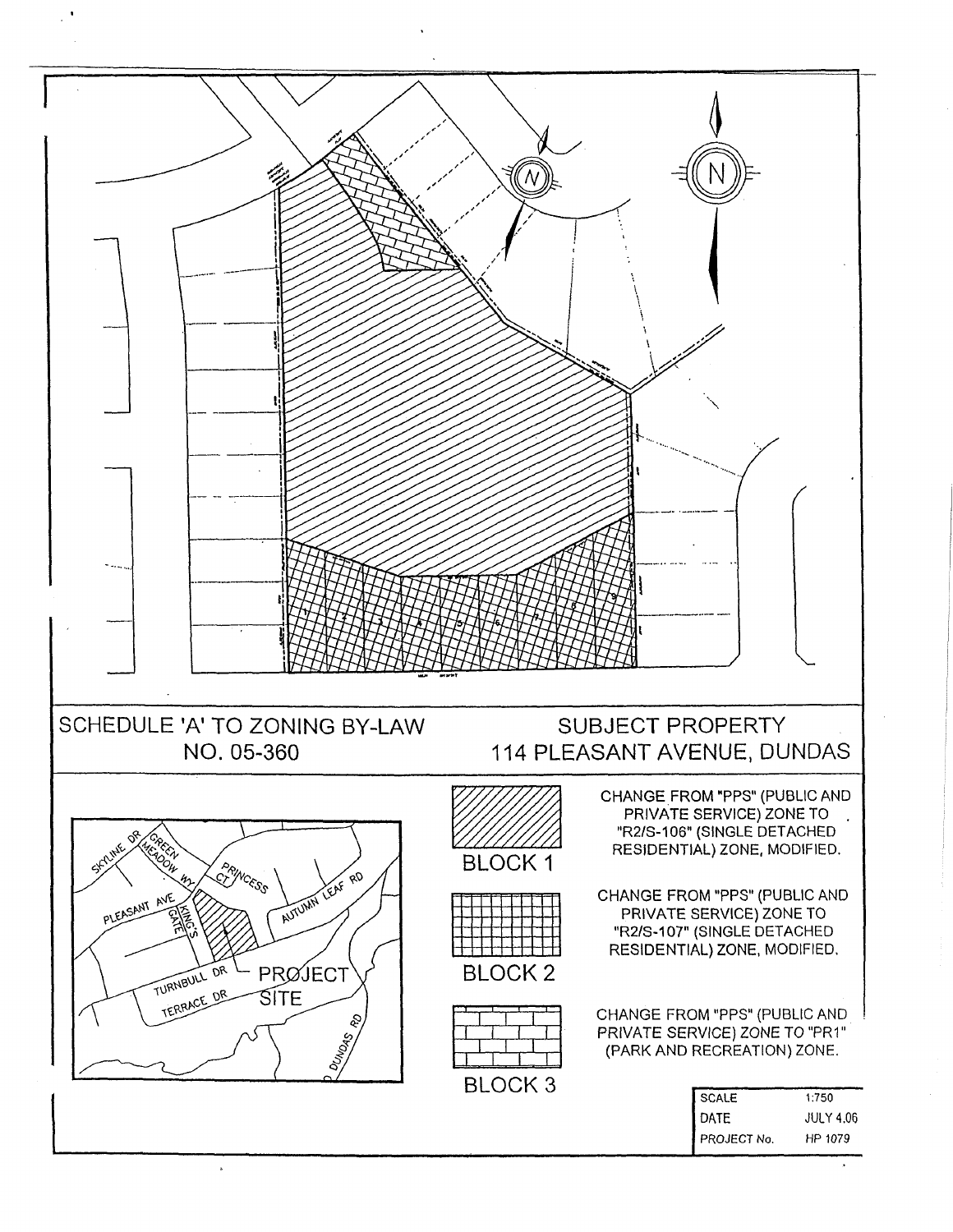SCHEDULE 'A' TO ZONING BY-LAW NO. 05-360

SUBJECT PROPERTY 114 PLEASANT AVENUE, DUNDAS

SKYLINE DR
GREEN MEADOW WY
PRINCESS CT
PLEASANT AVE
KING'S GATE
AUTUMN LEAF RD
TURNBULL DR
TERRACE DR
PROJECT SITE
DUNDAS RD

1
2
3
4
5
6
7
8
9

BLOCK 1

CHANGE FROM "PPS" (PUBLIC AND PRIVATE SERVICE) ZONE TO "R2/S-106" (SINGLE DETACHED RESIDENTIAL) ZONE, MODIFIED.

BLOCK 2

CHANGE FROM "PPS" (PUBLIC AND PRIVATE SERVICE) ZONE TO "R2/S-107" (SINGLE DETACHED RESIDENTIAL) ZONE, MODIFIED.

BLOCK 3

CHANGE FROM "PPS" (PUBLIC AND PRIVATE SERVICE) ZONE TO "PR1" (PARK AND RECREATION) ZONE.

| | |
|---|---|
| SCALE | 1:750 |
| DATE | JULY 4,06 |
| PROJECT No. | HP 1079 |